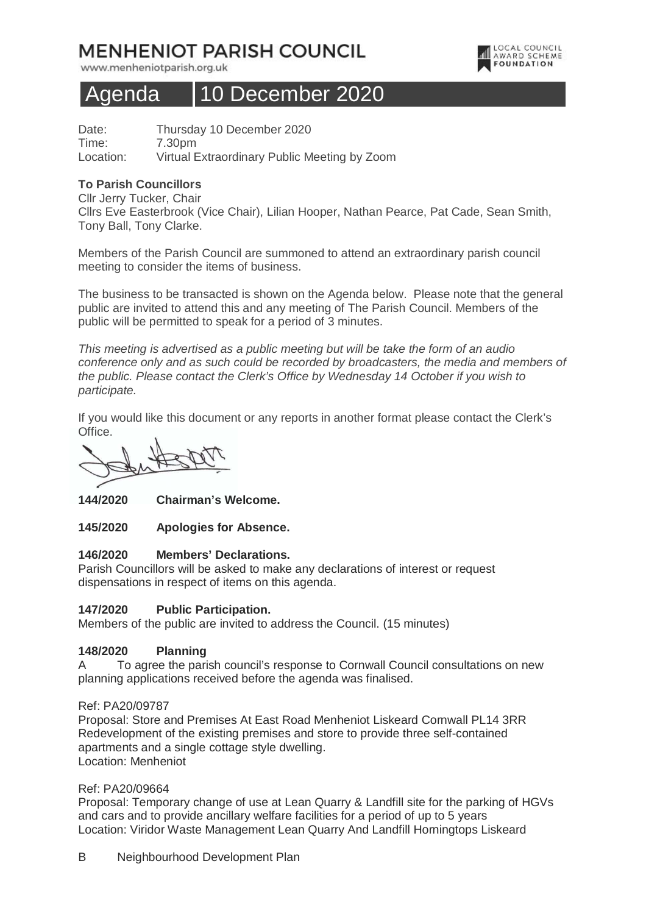# MENHENIOT PARISH COUNCIL

www.menheniotparish.org.uk

LOCAL COUNCIL AWARD SCHEME FOUNDATION

## Agenda 10 December 2020

Date: Thursday 10 December 2020
Time: 7.30pm
Location: Virtual Extraordinary Public Meeting by Zoom

**To Parish Councillors**
Cllr Jerry Tucker, Chair
Cllrs Eve Easterbrook (Vice Chair), Lilian Hooper, Nathan Pearce, Pat Cade, Sean Smith, Tony Ball, Tony Clarke.

Members of the Parish Council are summoned to attend an extraordinary parish council meeting to consider the items of business.

The business to be transacted is shown on the Agenda below. Please note that the general public are invited to attend this and any meeting of The Parish Council. Members of the public will be permitted to speak for a period of 3 minutes.

*This meeting is advertised as a public meeting but will be take the form of an audio conference only and as such could be recorded by broadcasters, the media and members of the public. Please contact the Clerk's Office by Wednesday 14 October if you wish to participate.*

If you would like this document or any reports in another format please contact the Clerk's Office.

**144/2020 Chairman's Welcome.**

**145/2020 Apologies for Absence.**

**146/2020 Members' Declarations.**
Parish Councillors will be asked to make any declarations of interest or request dispensations in respect of items on this agenda.

**147/2020 Public Participation.**
Members of the public are invited to address the Council. (15 minutes)

**148/2020 Planning**
A To agree the parish council's response to Cornwall Council consultations on new planning applications received before the agenda was finalised.

Ref: PA20/09787
Proposal: Store and Premises At East Road Menheniot Liskeard Cornwall PL14 3RR Redevelopment of the existing premises and store to provide three self-contained apartments and a single cottage style dwelling.
Location: Menheniot

Ref: PA20/09664
Proposal: Temporary change of use at Lean Quarry & Landfill site for the parking of HGVs and cars and to provide ancillary welfare facilities for a period of up to 5 years
Location: Viridor Waste Management Lean Quarry And Landfill Horningtops Liskeard

B Neighbourhood Development Plan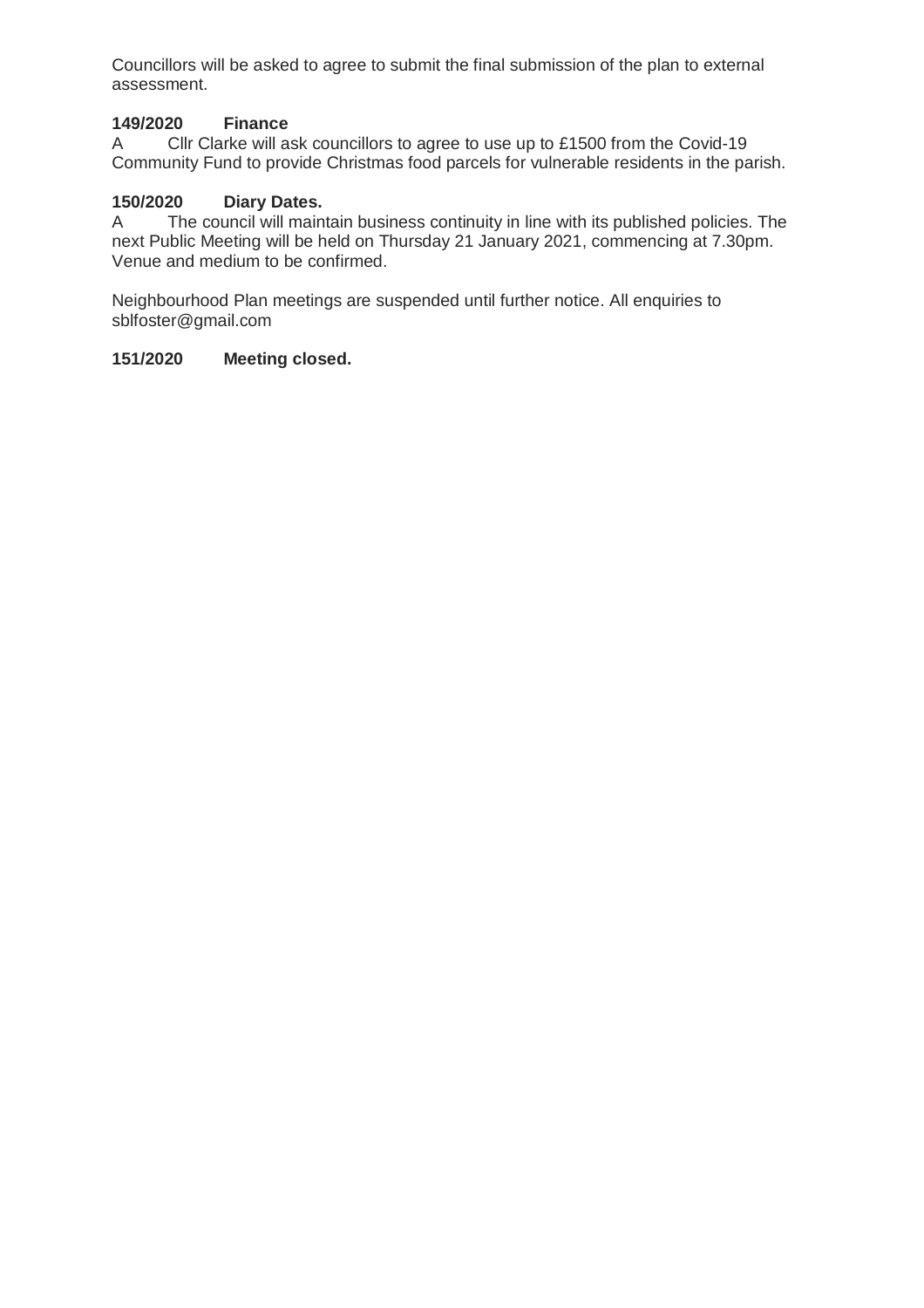Councillors will be asked to agree to submit the final submission of the plan to external assessment.

**149/2020 Finance**

A Cllr Clarke will ask councillors to agree to use up to £1500 from the Covid-19 Community Fund to provide Christmas food parcels for vulnerable residents in the parish.

**150/2020 Diary Dates.**

A The council will maintain business continuity in line with its published policies. The next Public Meeting will be held on Thursday 21 January 2021, commencing at 7.30pm. Venue and medium to be confirmed.

Neighbourhood Plan meetings are suspended until further notice. All enquiries to sblfoster@gmail.com

**151/2020 Meeting closed.**